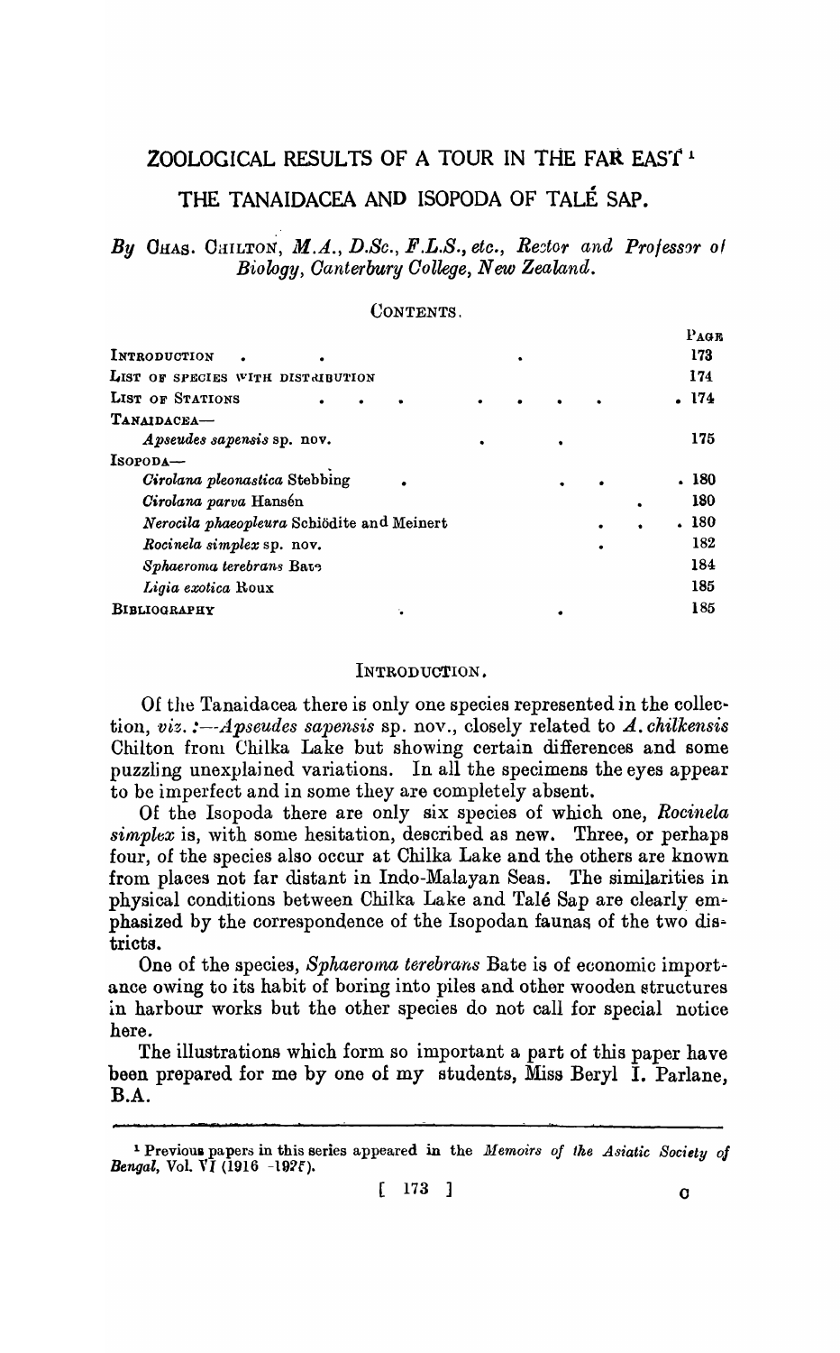# ZOOLOGICAL RESULTS OF A TOUR IN THE FAR EAST[1]

## THE TANAIDACEA AND ISOPODA OF TALÉ SAP.

*By* CHAS. CHILTON, *M.A., D.Sc., F.L.S., etc., Rector and Professor of Biology, Canterbury College, New Zealand.*

CONTENTS.

| | PAGE |
|---|---|
| INTRODUCTION | 173 |
| LIST OF SPECIES WITH DISTRIBUTION | 174 |
| LIST OF STATIONS | 174 |
| TANAIDACEA— | |
| *Apseudes sapensis* sp. nov. | 175 |
| ISOPODA— | |
| *Cirolana pleonastica* Stebbing | 180 |
| *Cirolana parva* Hansén | 180 |
| *Nerocila phaeopleura* Schiödite and Meinert | 180 |
| *Rocinela simplex* sp. nov. | 182 |
| *Sphaeroma terebrans* Bate | 184 |
| *Ligia exotica* Roux | 185 |
| BIBLIOGRAPHY | 185 |

### INTRODUCTION.

Of the Tanaidacea there is only one species represented in the collection, *viz.*:—*Apseudes sapensis* sp. nov., closely related to *A. chilkensis* Chilton from Chilka Lake but showing certain differences and some puzzling unexplained variations. In all the specimens the eyes appear to be imperfect and in some they are completely absent.

Of the Isopoda there are only six species of which one, *Rocinela simplex* is, with some hesitation, described as new. Three, or perhaps four, of the species also occur at Chilka Lake and the others are known from places not far distant in Indo-Malayan Seas. The similarities in physical conditions between Chilka Lake and Talé Sap are clearly emphasized by the correspondence of the Isopodan faunas of the two districts.

One of the species, *Sphaeroma terebrans* Bate is of economic importance owing to its habit of boring into piles and other wooden structures in harbour works but the other species do not call for special notice here.

The illustrations which form so important a part of this paper have been prepared for me by one of my students, Miss Beryl I. Parlane, B.A.

[1] Previous papers in this series appeared in the *Memoirs of the Asiatic Society of Bengal*, Vol. VI (1916 -1925).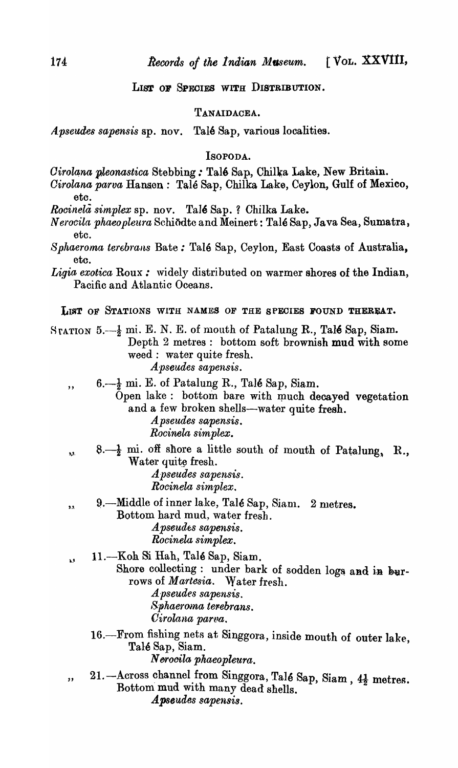## LIST OF SPECIES WITH DISTRIBUTION.

### TANAIDACEA.

*Apseudes sapensis* sp. nov. Talé Sap, various localities.

### ISOPODA.

*Cirolana pleonastica* Stebbing: Talé Sap, Chilka Lake, New Britain.

*Cirolana parva* Hansen: Talé Sap, Chilka Lake, Ceylon, Gulf of Mexico, etc.

*Rocinela simplex* sp. nov. Talé Sap. ? Chilka Lake.

*Nerocila phaeopleura* Schiödte and Meinert: Talé Sap, Java Sea, Sumatra, etc.

*Sphaeroma terebrans* Bate: Talé Sap, Ceylon, East Coasts of Australia, etc.

*Ligia exotica* Roux: widely distributed on warmer shores of the Indian, Pacific and Atlantic Oceans.

## LIST OF STATIONS WITH NAMES OF THE SPECIES FOUND THEREAT.

STATION 5.—½ mi. E. N. E. of mouth of Patalung R., Talé Sap, Siam. Depth 2 metres: bottom soft brownish mud with some weed: water quite fresh.
*Apseudes sapensis.*

,, 6.—½ mi. E. of Patalung R., Talé Sap, Siam.
Open lake: bottom bare with much decayed vegetation and a few broken shells—water quite fresh.
*Apseudes sapensis.*
*Rocinela simplex.*

,, 8.—½ mi. off shore a little south of mouth of Patalung, R., Water quite fresh.
*Apseudes sapensis.*
*Rocinela simplex.*

,, 9.—Middle of inner lake, Talé Sap, Siam. 2 metres.
Bottom hard mud, water fresh.
*Apseudes sapensis.*
*Rocinela simplex.*

,, 11.—Koh Si Hah, Talé Sap, Siam.
Shore collecting: under bark of sodden logs and in burrows of *Martesia*. Water fresh.
*Apseudes sapensis.*
*Sphaeroma terebrans.*
*Cirolana parva.*

16.—From fishing nets at Singgora, inside mouth of outer lake, Talé Sap, Siam.
*Nerocila phaeopleura.*

,, 21.—Across channel from Singgora, Talé Sap, Siam, 4½ metres. Bottom mud with many dead shells.
*Apseudes sapensis.*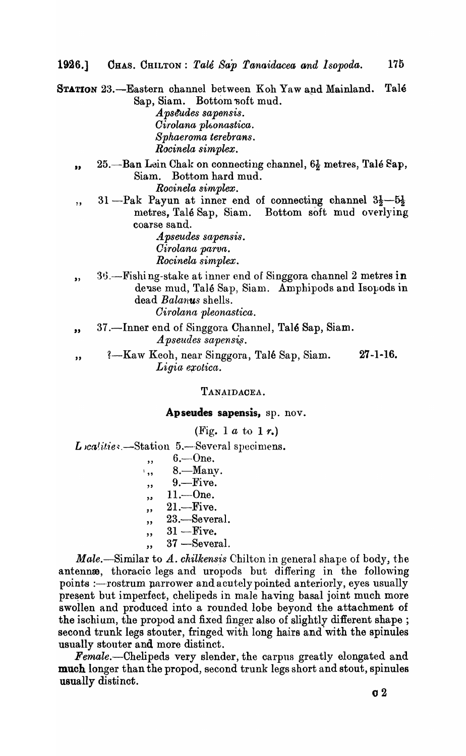**Station** 23.—Eastern channel between Koh Yaw and Mainland. Talé Sap, Siam. Bottom soft mud.

*Apseudes sapensis.*
*Cirolana pleonastica.*
*Sphaeroma terebrans.*
*Rocinela simplex.*

,, 25.—Ban Lein Chak on connecting channel, $6\frac{1}{2}$ metres, Talé Sap, Siam. Bottom hard mud.

*Rocinela simplex.*

,, 31.—Pak Payun at inner end of connecting channel $3\frac{1}{2}$—$5\frac{1}{2}$ metres, Talé Sap, Siam. Bottom soft mud overlying coarse sand.

*Apseudes sapensis.*
*Cirolana parva.*
*Rocinela simplex.*

,, 36.—Fishing-stake at inner end of Singgora channel 2 metres in dense mud, Talé Sap, Siam. Amphipods and Isopods in dead *Balanus* shells.

*Cirolana pleonastica.*

,, 37.—Inner end of Singgora Channel, Talé Sap, Siam.

*Apseudes sapensis.*

,, ?—Kaw Keoh, near Singgora, Talé Sap, Siam. 27-1-16.

*Ligia exotica.*

## TANAIDACEA.

### Apseudes sapensis, sp. nov.

(Fig. 1 *a* to 1 *r*.)

*Localities.*—Station 5.—Several specimens.

- ,, 6.—One.
- ,, 8.—Many.
- ,, 9.—Five.
- ,, 11.—One.
- ,, 21.—Five.
- ,, 23.—Several.
- ,, 31.—Five.
- ,, 37.—Several.

*Male.*—Similar to *A. chilkensis* Chilton in general shape of body, the antennæ, thoracic legs and uropods but differing in the following points :—rostrum narrower and acutely pointed anteriorly, eyes usually present but imperfect, chelipeds in male having basal joint much more swollen and produced into a rounded lobe beyond the attachment of the ischium, the propod and fixed finger also of slightly different shape ; second trunk legs stouter, fringed with long hairs and with the spinules usually stouter and more distinct.

*Female.*—Chelipeds very slender, the carpus greatly elongated and much longer than the propod, second trunk legs short and stout, spinules usually distinct.

C 2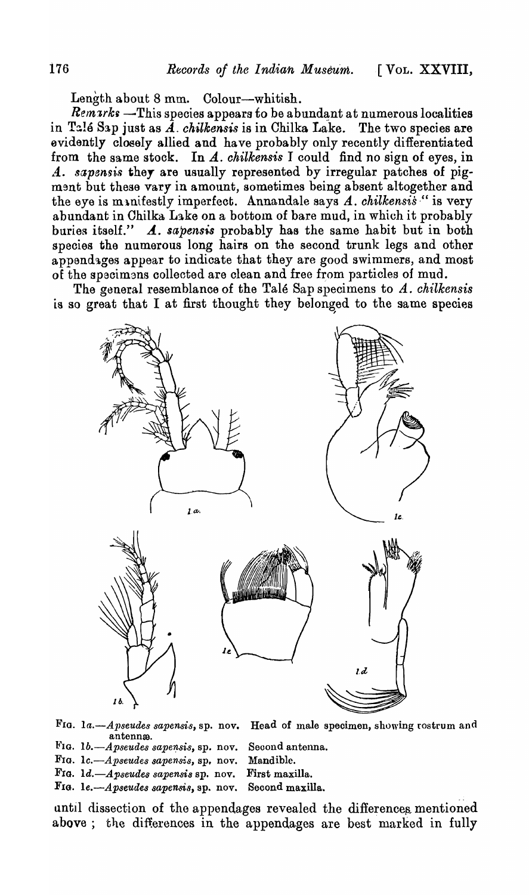Length about 8 mm. Colour—whitish.

*Remarks*.—This species appears to be abundant at numerous localities in Talé Sap just as *A. chilkensis* is in Chilka Lake. The two species are evidently closely allied and have probably only recently differentiated from the same stock. In *A. chilkensis* I could find no sign of eyes, in *A. sapensis* they are usually represented by irregular patches of pigment but these vary in amount, sometimes being absent altogether and the eye is manifestly imperfect. Annandale says *A. chilkensis* "is very abundant in Chilka Lake on a bottom of bare mud, in which it probably buries itself." *A. sapensis* probably has the same habit but in both species the numerous long hairs on the second trunk legs and other appendages appear to indicate that they are good swimmers, and most of the specimens collected are clean and free from particles of mud.

The general resemblance of the Talé Sap specimens to *A. chilkensis* is so great that I at first thought they belonged to the same species

FIG. 1*a*.—*Apseudes sapensis*, sp. nov. Head of male specimen, showing rostrum and antennæ.

FIG. 1*b*.—*Apseudes sapensis*, sp. nov. Second antenna.

FIG. 1*c*.—*Apseudes sapensis*, sp. nov. Mandible.

FIG. 1*d*.—*Apseudes sapensis* sp. nov. First maxilla.

FIG. 1*e*.—*Apseudes sapensis*, sp. nov. Second maxilla.

until dissection of the appendages revealed the differences mentioned above; the differences in the appendages are best marked in fully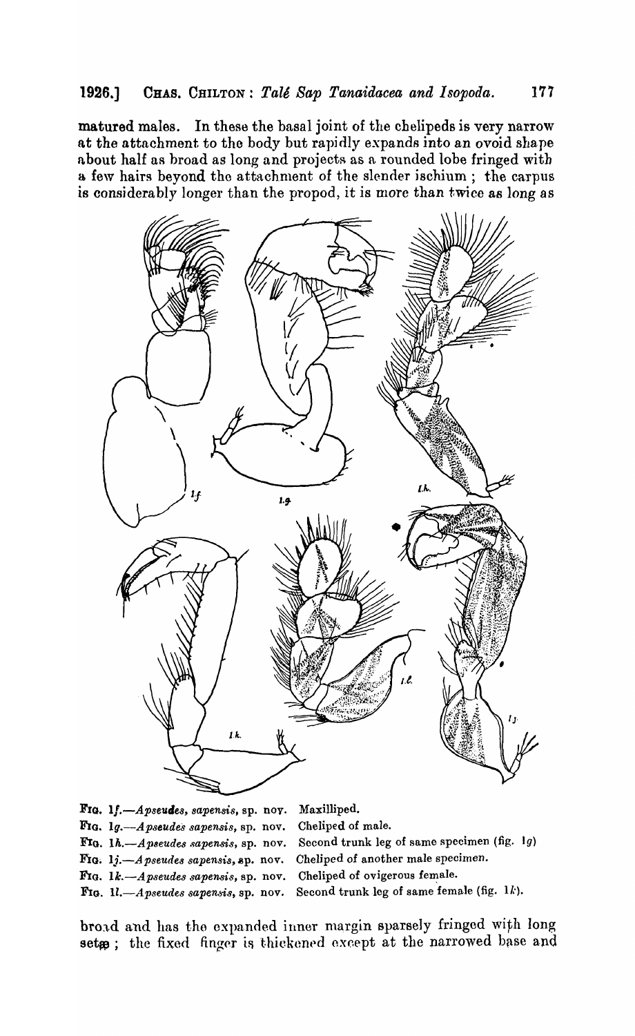matured males. In these the basal joint of the chelipeds is very narrow at the attachment to the body but rapidly expands into an ovoid shape about half as broad as long and projects as a rounded lobe fringed with a few hairs beyond the attachment of the slender ischium; the carpus is considerably longer than the propod, it is more than twice as long as

FIG. 1*f*.—*Apseudes*, *sapensis*, sp. nov. Maxilliped.
FIG. 1*g*.—*Apseudes sapensis*, sp. nov. Cheliped of male.
FIG. 1*h*.—*Apseudes sapensis*, sp. nov. Second trunk leg of same specimen (fig. 1*g*)
FIG. 1*j*.—*Apseudes sapensis*, sp. nov. Cheliped of another male specimen.
FIG. 1*k*.—*Apseudes sapensis*, sp. nov. Cheliped of ovigerous female.
FIG. 1*l*.—*Apseudes sapensis*, sp. nov. Second trunk leg of same female (fig. 1*k*).

broad and has the expanded inner margin sparsely fringed with long setæ; the fixed finger is thickened except at the narrowed base and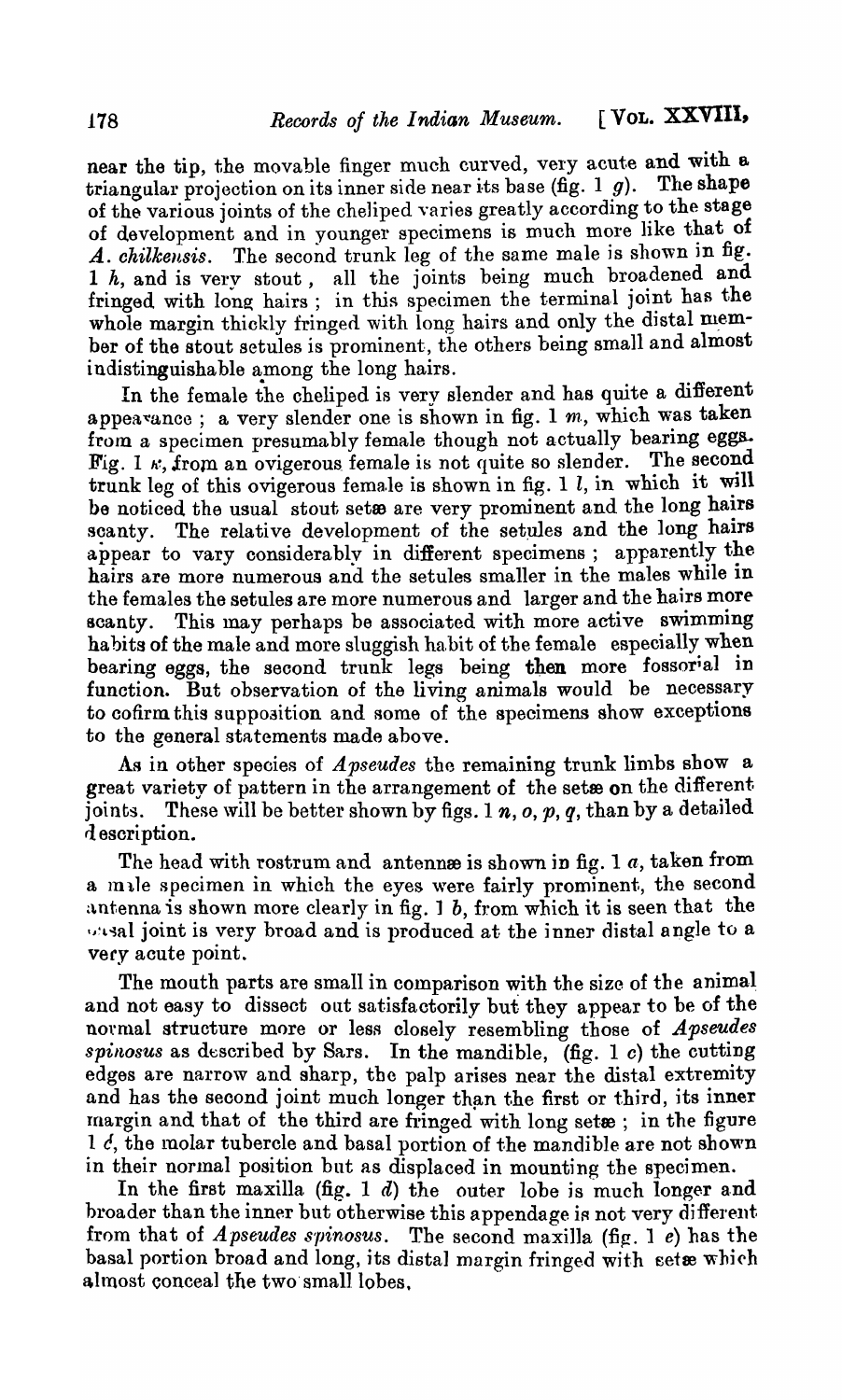near the tip, the movable finger much curved, very acute and with a triangular projection on its inner side near its base (fig. 1 *g*). The shape of the various joints of the cheliped varies greatly according to the stage of development and in younger specimens is much more like that of *A. chilkensis*. The second trunk leg of the same male is shown in fig. 1 *h*, and is very stout, all the joints being much broadened and fringed with long hairs; in this specimen the terminal joint has the whole margin thickly fringed with long hairs and only the distal member of the stout setules is prominent, the others being small and almost indistinguishable among the long hairs.

In the female the cheliped is very slender and has quite a different appearance; a very slender one is shown in fig. 1 *m*, which was taken from a specimen presumably female though not actually bearing eggs. Fig. 1 *k*, from an ovigerous female is not quite so slender. The second trunk leg of this ovigerous female is shown in fig. 1 *l*, in which it will be noticed the usual stout setæ are very prominent and the long hairs scanty. The relative development of the setules and the long hairs appear to vary considerably in different specimens; apparently the hairs are more numerous and the setules smaller in the males while in the females the setules are more numerous and larger and the hairs more scanty. This may perhaps be associated with more active swimming habits of the male and more sluggish habit of the female especially when bearing eggs, the second trunk legs being **then** more fossorial in function. But observation of the living animals would be necessary to cofirm this supposition and some of the specimens show exceptions to the general statements made above.

As in other species of *Apseudes* the remaining trunk limbs show a great variety of pattern in the arrangement of the setæ on the different joints. These will be better shown by figs. 1 *n*, *o*, *p*, *q*, than by a detailed description.

The head with rostrum and antennæ is shown in fig. 1 *a*, taken from a male specimen in which the eyes were fairly prominent, the second antenna is shown more clearly in fig. 1 *b*, from which it is seen that the basal joint is very broad and is produced at the inner distal angle to a very acute point.

The mouth parts are small in comparison with the size of the animal and not easy to dissect out satisfactorily but they appear to be of the normal structure more or less closely resembling those of *Apseudes spinosus* as described by Sars. In the mandible, (fig. 1 *c*) the cutting edges are narrow and sharp, the palp arises near the distal extremity and has the second joint much longer than the first or third, its inner margin and that of the third are fringed with long setæ; in the figure 1 *c*, the molar tubercle and basal portion of the mandible are not shown in their normal position but as displaced in mounting the specimen.

In the first maxilla (fig. 1 *d*) the outer lobe is much longer and broader than the inner but otherwise this appendage is not very different from that of *Apseudes spinosus*. The second maxilla (fig. 1 *e*) has the basal portion broad and long, its distal margin fringed with setæ which almost conceal the two small lobes.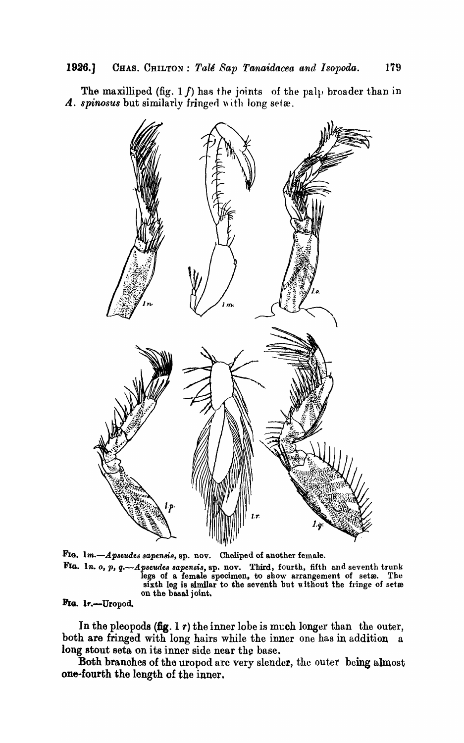The maxilliped (fig. 1 *f*) has the joints of the palp broader than in *A. spinosus* but similarly fringed with long setæ.

FIG. 1*m*.—*Apseudes sapensis*, sp. nov. Cheliped of another female.

FIG. 1*n. o, p, q*.—*Apseudes sapensis*, sp. nov. Third, fourth, fifth and seventh trunk legs of a female specimen, to show arrangement of setæ. The sixth leg is similar to the seventh but without the fringe of setæ on the basal joint.

FIG. 1*r*.—Uropod.

In the pleopods (fig. 1 *r*) the inner lobe is much longer than the outer, both are fringed with long hairs while the inner one has in addition a long stout seta on its inner side near the base.

Both branches of the uropod are very slender, the outer being almost one-fourth the length of the inner.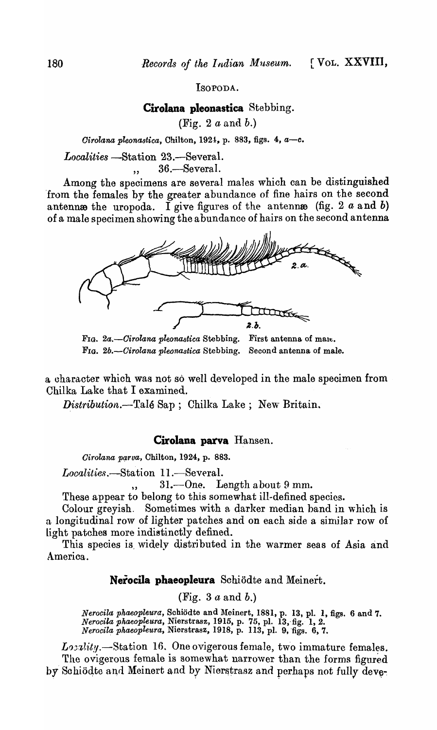ISOPODA.

## Cirolana pleonastica Stebbing.

(Fig. 2 *a* and *b*.)

*Cirolana pleonastica*, Chilton, 1924, p. 883, figs. 4, *a—c*.

*Localities* —Station 23.—Several.
,, 36.—Several.

Among the specimens are several males which can be distinguished from the females by the greater abundance of fine hairs on the second antennæ the uropoda. I give figures of the antennæ (fig. 2 *a* and *b*) of a male specimen showing the abundance of hairs on the second antenna

FIG. 2*a*.—*Cirolana pleonastica* Stebbing. First antenna of male.
FIG. 2*b*.—*Cirolana pleonastica* Stebbing. Second antenna of male.

a character which was not so well developed in the male specimen from Chilka Lake that I examined.

*Distribution*.—Talé Sap; Chilka Lake; New Britain.

## Cirolana parva Hansen.

*Cirolana parva*, Chilton, 1924, p. 883.

*Localities*.—Station 11.—Several.
,, 31.—One. Length about 9 mm.

These appear to belong to this somewhat ill-defined species.

Colour greyish. Sometimes with a darker median band in which is a longitudinal row of lighter patches and on each side a similar row of light patches more indistinctly defined.

This species is widely distributed in the warmer seas of Asia and America.

## Nerocila phaeopleura Schiödte and Meinert.

(Fig. 3 *a* and *b*.)

*Nerocila phaeopleura*, Schiödte and Meinert, 1881, p. 13, pl. 1, figs. 6 and 7.
*Nerocila phaeopleura*, Nierstrasz, 1915, p. 75, pl. 13, fig. 1, 2.
*Nerocila phaeopleura*, Nierstrasz, 1918, p. 113, pl. 9, figs. 6, 7.

*Locality*.—Station 16. One ovigerous female, two immature females.

The ovigerous female is somewhat narrower than the forms figured by Schiödte and Meinert and by Nierstrasz and perhaps not fully deve-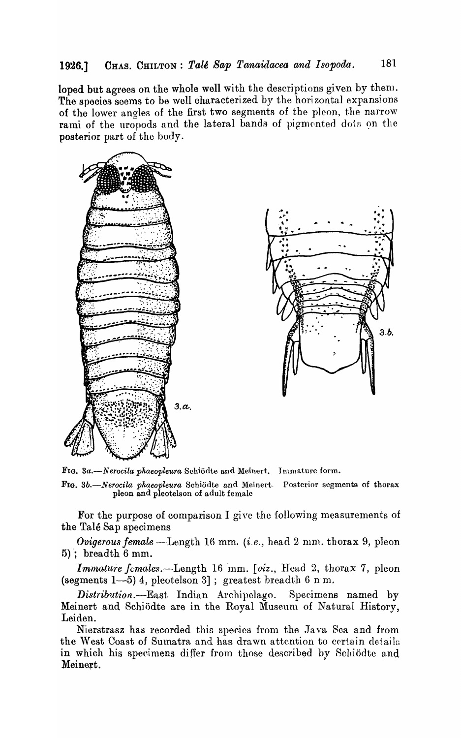loped but agrees on the whole well with the descriptions given by them. The species seems to be well characterized by the horizontal expansions of the lower angles of the first two segments of the pleon, the narrow rami of the uropods and the lateral bands of pigmented dots on the posterior part of the body.

FIG. 3a.—*Nerocila phaeopleura* Schiödte and Meinert. Immature form.

FIG. 3b.—*Nerocila phaeopleura* Schiödte and Meinert. Posterior segments of thorax pleon and pleotelson of adult female

For the purpose of comparison I give the following measurements of the Talé Sap specimens

*Ovigerous female*.—Length 16 mm. (*i.e.*, head 2 mm. thorax 9, pleon 5); breadth 6 mm.

*Immature females*.—Length 16 mm. [*viz.*, Head 2, thorax 7, pleon (segments 1—5) 4, pleotelson 3]; greatest breadth 6 n m.

*Distribution*.—East Indian Archipelago. Specimens named by Meinert and Schiödte are in the Royal Museum of Natural History, Leiden.

Nierstrasz has recorded this species from the Java Sea and from the West Coast of Sumatra and has drawn attention to certain details in which his specimens differ from those described by Schiödte and Meinert.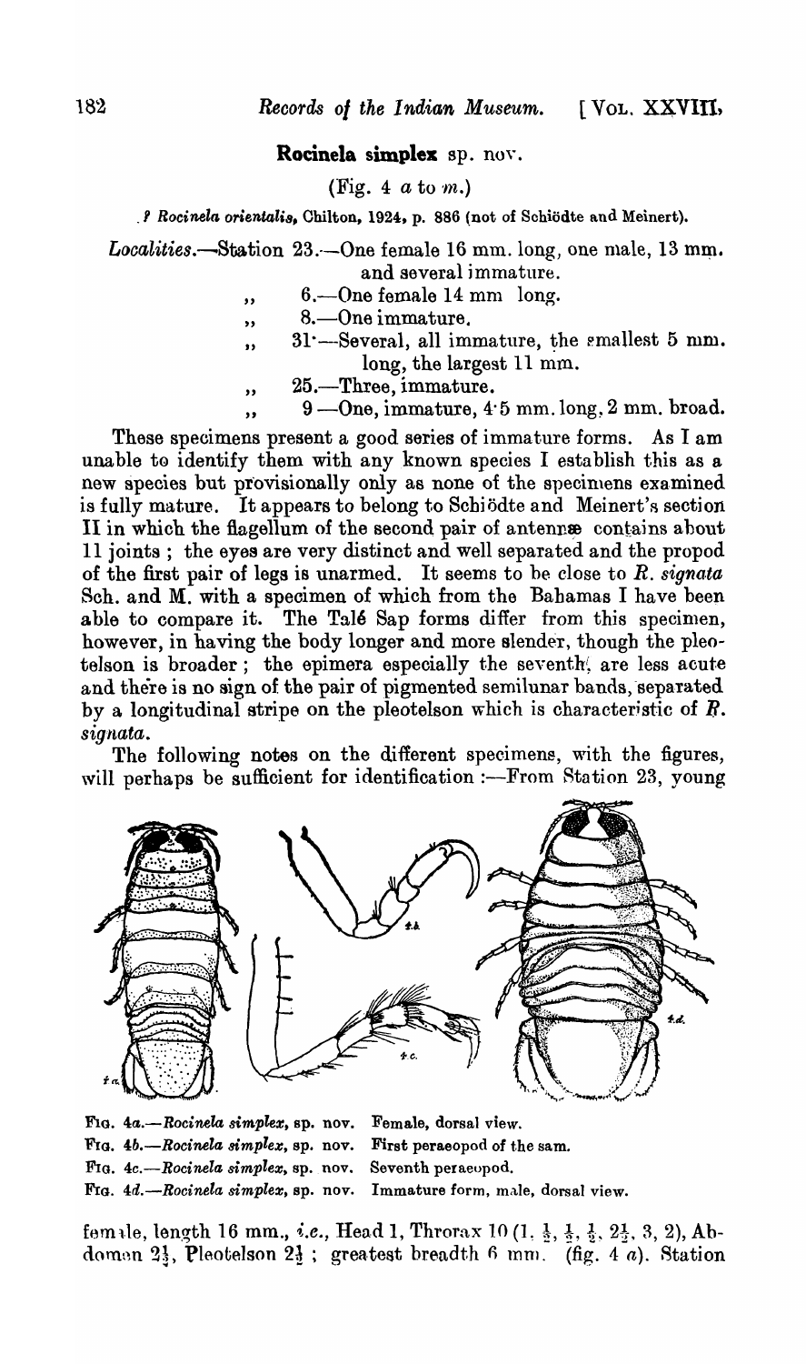## Rocinela simplex sp. nov.

(Fig. 4 *a* to *m*.)

? *Rocinela orientalis*, Chilton, 1924, p. 886 (not of Schiödte and Meinert).

*Localities.*—Station 23.—One female 16 mm. long, one male, 13 mm. and several immature.

- „ 6.—One female 14 mm long.
- „ 8.—One immature.
- „ 31.—Several, all immature, the smallest 5 mm. long, the largest 11 mm.
- „ 25.—Three, immature.
- „ 9.—One, immature, 4·5 mm. long, 2 mm. broad.

These specimens present a good series of immature forms. As I am unable to identify them with any known species I establish this as a new species but provisionally only as none of the specimens examined is fully mature. It appears to belong to Schiödte and Meinert's section II in which the flagellum of the second pair of antennæ contains about 11 joints ; the eyes are very distinct and well separated and the propod of the first pair of legs is unarmed. It seems to be close to *R. signata* Sch. and M. with a specimen of which from the Bahamas I have been able to compare it. The Talé Sap forms differ from this specimen, however, in having the body longer and more slender, though the pleotelson is broader ; the epimera especially the seventh, are less acute and there is no sign of the pair of pigmented semilunar bands, separated by a longitudinal stripe on the pleotelson which is characteristic of *R. signata*.

The following notes on the different specimens, with the figures, will perhaps be sufficient for identification :—From Station 23, young

FIG. 4*a*.—*Rocinela simplex*, sp. nov. Female, dorsal view.
FIG. 4*b*.—*Rocinela simplex*, sp. nov. First peraeopod of the sam.
FIG. 4*c*.—*Rocinela simplex*, sp. nov. Seventh peraeopod.
FIG. 4*d*.—*Rocinela simplex*, sp. nov. Immature form, male, dorsal view.

female, length 16 mm., *i.e.*, Head 1, Throrax 10 (1, $\frac{1}{2}$, $\frac{1}{2}$, $\frac{1}{2}$, $2\frac{1}{2}$, 3, 2), Abdomen $2\frac{1}{2}$, Pleotelson $2\frac{1}{2}$ ; greatest breadth 6 mm. (fig. 4 *a*). Station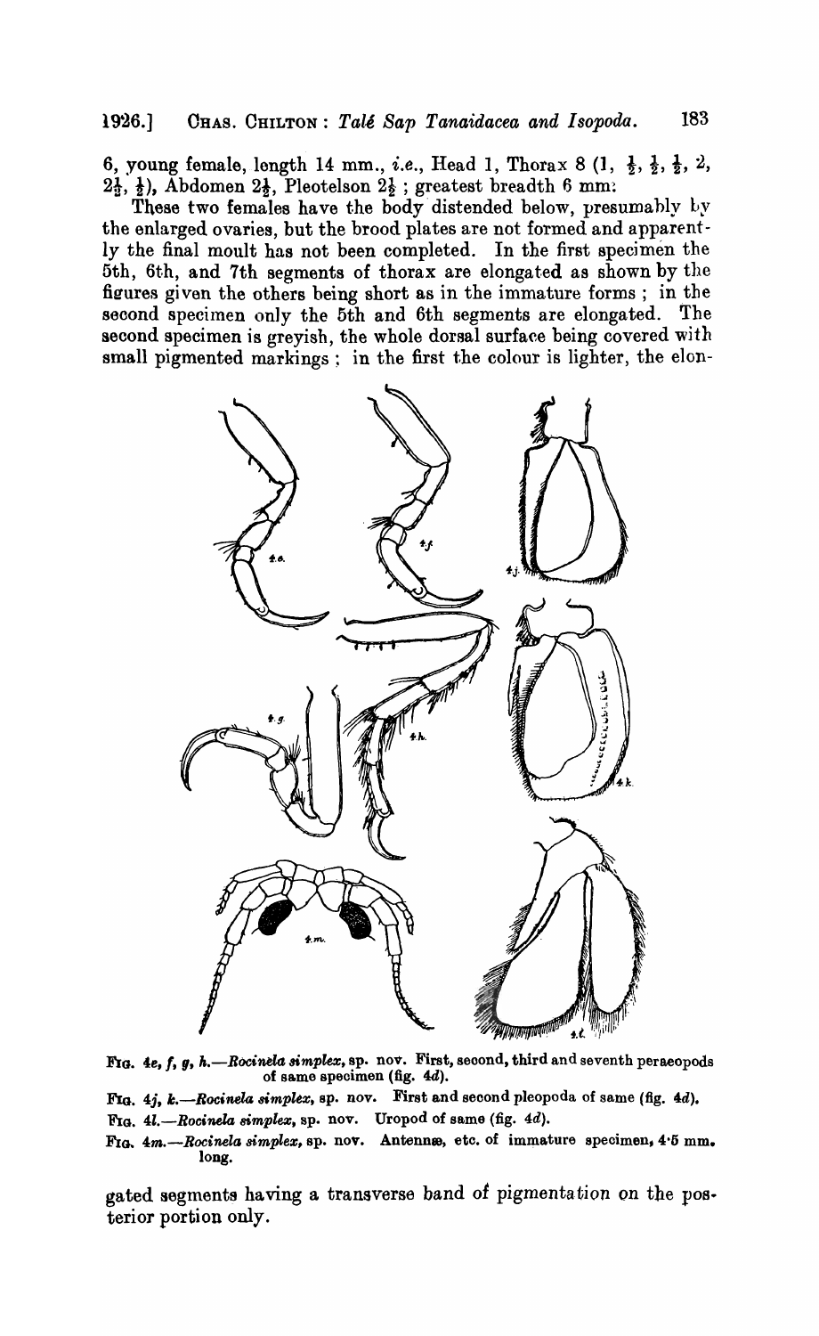6, young female, length 14 mm., *i.e.*, Head 1, Thorax 8 (1, $\frac{1}{2}$, $\frac{1}{2}$, $\frac{1}{2}$, 2, $2\frac{1}{3}$, $\frac{1}{2}$), Abdomen $2\frac{1}{2}$, Pleotelson $2\frac{1}{2}$ ; greatest breadth 6 mm.

These two females have the body distended below, presumably by the enlarged ovaries, but the brood plates are not formed and apparently the final moult has not been completed. In the first specimen the 5th, 6th, and 7th segments of thorax are elongated as shown by the figures given the others being short as in the immature forms ; in the second specimen only the 5th and 6th segments are elongated. The second specimen is greyish, the whole dorsal surface being covered with small pigmented markings ; in the first the colour is lighter, the elongated segments having a transverse band of pigmentation on the posterior portion only.

FIG. 4e, f, g, h.—*Rocinela simplex*, sp. nov. First, second, third and seventh peraeopods of same specimen (fig. 4d).

FIG. 4j, k.—*Rocinela simplex*, sp. nov. First and second pleopoda of same (fig. 4d).

FIG. 4l.—*Rocinela simplex*, sp. nov. Uropod of same (fig. 4d).

FIG. 4m.—*Rocinela simplex*, sp. nov. Antennæ, etc. of immature specimen, 4·5 mm. long.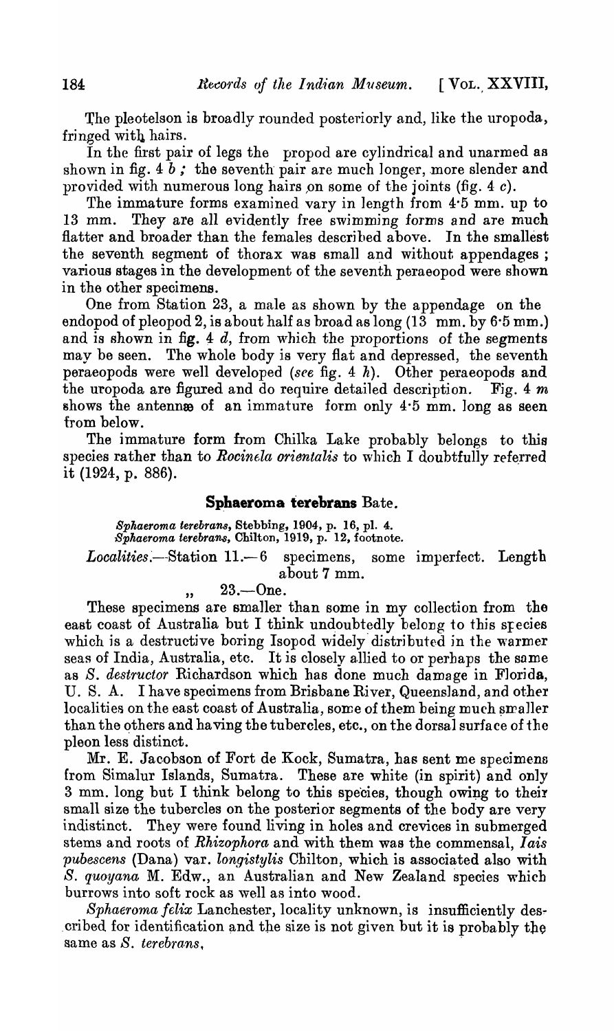The pleotelson is broadly rounded posteriorly and, like the uropoda, fringed with hairs.

In the first pair of legs the propod are cylindrical and unarmed as shown in fig. 4 *b*; the seventh pair are much longer, more slender and provided with numerous long hairs on some of the joints (fig. 4 *c*).

The immature forms examined vary in length from 4·5 mm. up to 13 mm. They are all evidently free swimming forms and are much flatter and broader than the females described above. In the smallest the seventh segment of thorax was small and without appendages; various stages in the development of the seventh peraeopod were shown in the other specimens.

One from Station 23, a male as shown by the appendage on the endopod of pleopod 2, is about half as broad as long (13 mm. by 6·5 mm.) and is shown in fig. 4 *d*, from which the proportions of the segments may be seen. The whole body is very flat and depressed, the seventh peraeopods were well developed (*see* fig. 4 *h*). Other peraeopods and the uropoda are figured and do require detailed description. Fig. 4 *m* shows the antennæ of an immature form only 4·5 mm. long as seen from below.

The immature form from Chilka Lake probably belongs to this species rather than to *Rocinela orientalis* to which I doubtfully referred it (1924, p. 886).

## Sphaeroma terebrans Bate.

*Sphaeroma terebrans*, Stebbing, 1904, p. 16, pl. 4.
*Sphaeroma terebrans*, Chilton, 1919, p. 12, footnote.

*Localities.*—Station 11.—6 specimens, some imperfect. Length about 7 mm.

,, 23.—One.

These specimens are smaller than some in my collection from the east coast of Australia but I think undoubtedly belong to this species which is a destructive boring Isopod widely distributed in the warmer seas of India, Australia, etc. It is closely allied to or perhaps the same as *S. destructor* Richardson which has done much damage in Florida, U. S. A. I have specimens from Brisbane River, Queensland, and other localities on the east coast of Australia, some of them being much smaller than the others and having the tubercles, etc., on the dorsal surface of the pleon less distinct.

Mr. E. Jacobson of Fort de Kock, Sumatra, has sent me specimens from Simalur Islands, Sumatra. These are white (in spirit) and only 3 mm. long but I think belong to this species, though owing to their small size the tubercles on the posterior segments of the body are very indistinct. They were found living in holes and crevices in submerged stems and roots of *Rhizophora* and with them was the commensal, *Iais pubescens* (Dana) var. *longistylis* Chilton, which is associated also with *S. quoyana* M. Edw., an Australian and New Zealand species which burrows into soft rock as well as into wood.

*Sphaeroma felix* Lanchester, locality unknown, is insufficiently described for identification and the size is not given but it is probably the same as *S. terebrans*.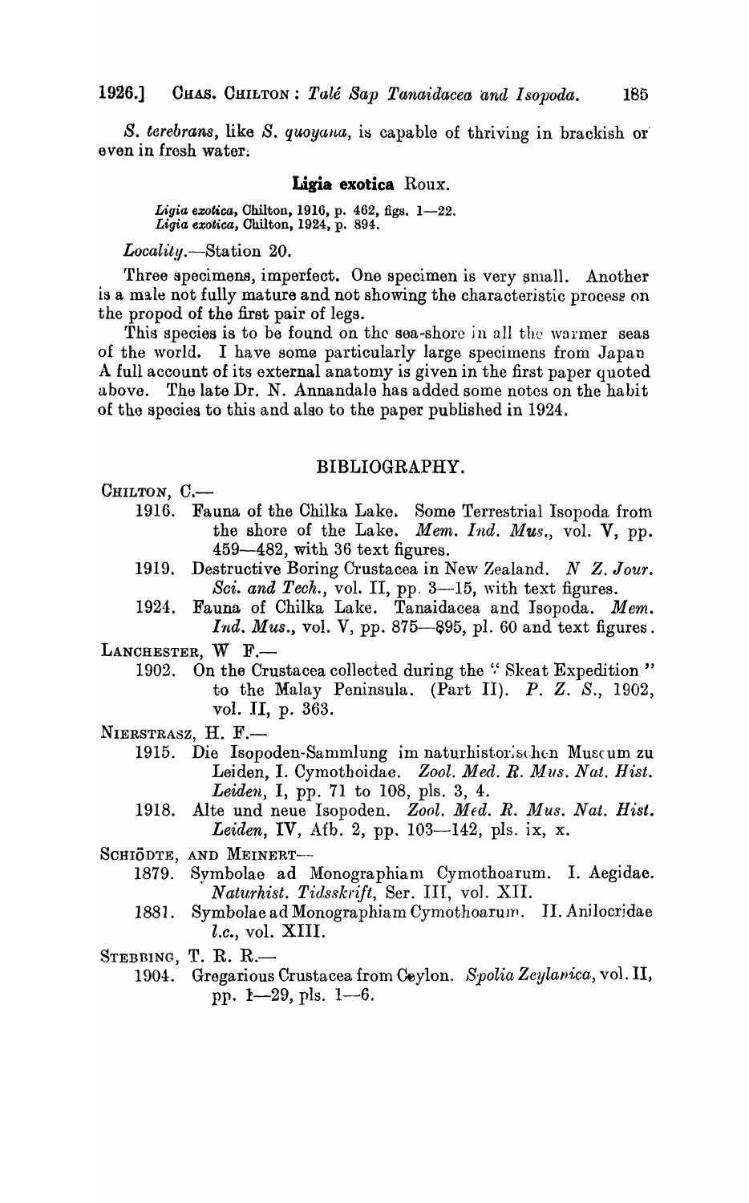*S. terebrans*, like *S. quoyana*, is capable of thriving in brackish or even in fresh water.

### Ligia exotica Roux.

*Ligia exotica*, Chilton, 1916, p. 462, figs. 1—22.
*Ligia exotica*, Chilton, 1924, p. 894.

*Locality*.—Station 20.

Three specimens, imperfect. One specimen is very small. Another is a male not fully mature and not showing the characteristic process on the propod of the first pair of legs.

This species is to be found on the sea-shore in all the warmer seas of the world. I have some particularly large specimens from Japan. A full account of its external anatomy is given in the first paper quoted above. The late Dr. N. Annandale has added some notes on the habit of the species to this and also to the paper published in 1924.

## BIBLIOGRAPHY.

CHILTON, C.—

1916. Fauna of the Chilka Lake. Some Terrestrial Isopoda from the shore of the Lake. *Mem. Ind. Mus.*, vol. V, pp. 459—482, with 36 text figures.

1919. Destructive Boring Crustacea in New Zealand. *N Z. Jour. Sci. and Tech.*, vol. II, pp. 3—15, with text figures.

1924. Fauna of Chilka Lake. Tanaidacea and Isopoda. *Mem. Ind. Mus.*, vol. V, pp. 875—895, pl. 60 and text figures.

LANCHESTER, W F.—

1902. On the Crustacea collected during the "Skeat Expedition" to the Malay Peninsula. (Part II). *P. Z. S.*, 1902, vol. II, p. 363.

NIERSTRASZ, H. F.—

1915. Die Isopoden-Sammlung im naturhistorischen Museum zu Leiden, I. Cymothoidae. *Zool. Med. R. Mus. Nat. Hist. Leiden*, I, pp. 71 to 108, pls. 3, 4.

1918. Alte und neue Isopoden. *Zool. Med. R. Mus. Nat. Hist. Leiden*, IV, Afb. 2, pp. 103—142, pls. ix, x.

SCHIÖDTE, AND MEINERT—

1879. Symbolae ad Monographiam Cymothoarum. I. Aegidae. *Naturhist. Tidsskrift*, Ser. III, vol. XII.

1881. Symbolae ad Monographiam Cymothoarum. II. Anilocridae *l.c.*, vol. XIII.

STEBBING, T. R. R.—

1904. Gregarious Crustacea from Ceylon. *Spolia Zeylanica*, vol. II, pp. 1—29, pls. 1—6.